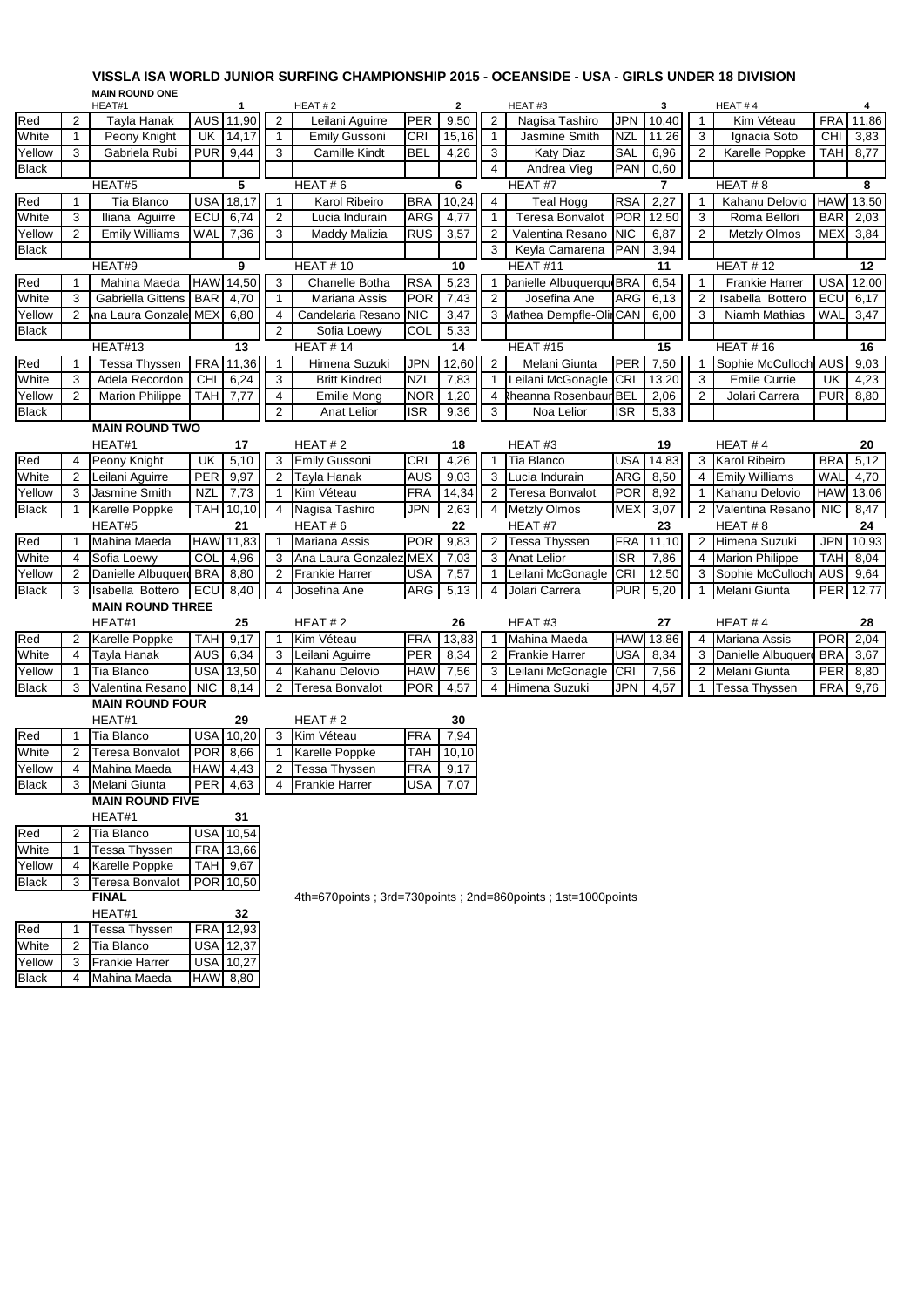# VISSLA ISA WORLD JUNIOR SURFING CHAMPIONSHIP 2015 - OCEANSIDE - USA - GIRLS UNDER 18 DIVISION

## MAIN ROUND ONE

| | HEAT#1 | | | 1 | HEAT # 2 | | | 2 | HEAT#3 | | | 3 | HEAT # 4 | | | 4 |
|---|---|---|---|---|---|---|---|---|---|---|---|---|---|---|---|---|
| Red | 2 | Tayla Hanak | AUS | 11,90 | 2 | Leilani Aguirre | PER | 9,50 | 2 | Nagisa Tashiro | JPN | 10,40 | 1 | Kim Véteau | FRA | 11,86 |
| White | 1 | Peony Knight | UK | 14,17 | 1 | Emily Gussoni | CRI | 15,16 | 1 | Jasmine Smith | NZL | 11,26 | 3 | Ignacia Soto | CHI | 3,83 |
| Yellow | 3 | Gabriela Rubi | PUR | 9,44 | 3 | Camille Kindt | BEL | 4,26 | 3 | Katy Diaz | SAL | 6,96 | 2 | Karelle Poppke | TAH | 8,77 |
| Black | | | | | | | | | 4 | Andrea Vieg | PAN | 0,60 | | | | |

| | HEAT#5 | | | 5 | HEAT # 6 | | | 6 | HEAT #7 | | | 7 | HEAT # 8 | | | 8 |
|---|---|---|---|---|---|---|---|---|---|---|---|---|---|---|---|---|
| Red | 1 | Tia Blanco | USA | 18,17 | 1 | Karol Ribeiro | BRA | 10,24 | 4 | Teal Hogg | RSA | 2,27 | 1 | Kahanu Delovio | HAW | 13,50 |
| White | 3 | Iliana Aguirre | ECU | 6,74 | 2 | Lucia Indurain | ARG | 4,77 | 1 | Teresa Bonvalot | POR | 12,50 | 3 | Roma Bellori | BAR | 2,03 |
| Yellow | 2 | Emily Williams | WAL | 7,36 | 3 | Maddy Malizia | RUS | 3,57 | 2 | Valentina Resano | NIC | 6,87 | 2 | Metzly Olmos | MEX | 3,84 |
| Black | | | | | | | | | 3 | Keyla Camarena | PAN | 3,94 | | | | |

| | HEAT#9 | | | 9 | HEAT # 10 | | | 10 | HEAT #11 | | | 11 | HEAT # 12 | | | 12 |
|---|---|---|---|---|---|---|---|---|---|---|---|---|---|---|---|---|
| Red | 1 | Mahina Maeda | HAW | 14,50 | 3 | Chanelle Botha | RSA | 5,23 | 1 | Danielle Albuquerque | BRA | 6,54 | 1 | Frankie Harrer | USA | 12,00 |
| White | 3 | Gabriella Gittens | BAR | 4,70 | 1 | Mariana Assis | POR | 7,43 | 2 | Josefina Ane | ARG | 6,13 | 2 | Isabella Bottero | ECU | 6,17 |
| Yellow | 2 | Ana Laura Gonzalez | MEX | 6,80 | 4 | Candelaria Resano | NIC | 3,47 | 3 | Mathea Dempfle-Olin | CAN | 6,00 | 3 | Niamh Mathias | WAL | 3,47 |
| Black | | | | | 2 | Sofia Loewy | COL | 5,33 | | | | | | | | |

| | HEAT#13 | | | 13 | HEAT # 14 | | | 14 | HEAT #15 | | | 15 | HEAT # 16 | | | 16 |
|---|---|---|---|---|---|---|---|---|---|---|---|---|---|---|---|---|
| Red | 1 | Tessa Thyssen | FRA | 11,36 | 1 | Himena Suzuki | JPN | 12,60 | 2 | Melani Giunta | PER | 7,50 | 1 | Sophie McCulloch | AUS | 9,03 |
| White | 3 | Adela Recordon | CHI | 6,24 | 3 | Britt Kindred | NZL | 7,83 | 1 | Leilani McGonagle | CRI | 13,20 | 3 | Emile Currie | UK | 4,23 |
| Yellow | 2 | Marion Philippe | TAH | 7,77 | 4 | Emilie Mong | NOR | 1,20 | 4 | Rheanna Rosenbaum | BEL | 2,06 | 2 | Jolari Carrera | PUR | 8,80 |
| Black | | | | | 2 | Anat Lelior | ISR | 9,36 | 3 | Noa Lelior | ISR | 5,33 | | | | |

## MAIN ROUND TWO

| | HEAT#1 | | | 17 | HEAT # 2 | | | 18 | HEAT #3 | | | 19 | HEAT # 4 | | | 20 |
|---|---|---|---|---|---|---|---|---|---|---|---|---|---|---|---|---|
| Red | 4 | Peony Knight | UK | 5,10 | 3 | Emily Gussoni | CRI | 4,26 | 1 | Tia Blanco | USA | 14,83 | 3 | Karol Ribeiro | BRA | 5,12 |
| White | 2 | Leilani Aguirre | PER | 9,97 | 2 | Tayla Hanak | AUS | 9,03 | 3 | Lucia Indurain | ARG | 8,50 | 4 | Emily Williams | WAL | 4,70 |
| Yellow | 3 | Jasmine Smith | NZL | 7,73 | 1 | Kim Véteau | FRA | 14,34 | 2 | Teresa Bonvalot | POR | 8,92 | 1 | Kahanu Delovio | HAW | 13,06 |
| Black | 1 | Karelle Poppke | TAH | 10,10 | 4 | Nagisa Tashiro | JPN | 2,63 | 4 | Metzly Olmos | MEX | 3,07 | 2 | Valentina Resano | NIC | 8,47 |

| | HEAT#5 | | | 21 | HEAT # 6 | | | 22 | HEAT #7 | | | 23 | HEAT # 8 | | | 24 |
|---|---|---|---|---|---|---|---|---|---|---|---|---|---|---|---|---|
| Red | 1 | Mahina Maeda | HAW | 11,83 | 1 | Mariana Assis | POR | 9,83 | 2 | Tessa Thyssen | FRA | 11,10 | 2 | Himena Suzuki | JPN | 10,93 |
| White | 4 | Sofia Loewy | COL | 4,96 | 3 | Ana Laura Gonzalez | MEX | 7,03 | 3 | Anat Lelior | ISR | 7,86 | 4 | Marion Philippe | TAH | 8,04 |
| Yellow | 2 | Danielle Albuquerque | BRA | 8,80 | 2 | Frankie Harrer | USA | 7,57 | 1 | Leilani McGonagle | CRI | 12,50 | 3 | Sophie McCulloch | AUS | 9,64 |
| Black | 3 | Isabella Bottero | ECU | 8,40 | 4 | Josefina Ane | ARG | 5,13 | 4 | Jolari Carrera | PUR | 5,20 | 1 | Melani Giunta | PER | 12,77 |

## MAIN ROUND THREE

| | HEAT#1 | | | 25 | HEAT # 2 | | | 26 | HEAT #3 | | | 27 | HEAT # 4 | | | 28 |
|---|---|---|---|---|---|---|---|---|---|---|---|---|---|---|---|---|
| Red | 2 | Karelle Poppke | TAH | 9,17 | 1 | Kim Véteau | FRA | 13,83 | 1 | Mahina Maeda | HAW | 13,86 | 4 | Mariana Assis | POR | 2,04 |
| White | 4 | Tayla Hanak | AUS | 6,34 | 3 | Leilani Aguirre | PER | 8,34 | 2 | Frankie Harrer | USA | 8,34 | 3 | Danielle Albuquerque | BRA | 3,67 |
| Yellow | 1 | Tia Blanco | USA | 13,50 | 4 | Kahanu Delovio | HAW | 7,56 | 3 | Leilani McGonagle | CRI | 7,56 | 2 | Melani Giunta | PER | 8,80 |
| Black | 3 | Valentina Resano | NIC | 8,14 | 2 | Teresa Bonvalot | POR | 4,57 | 4 | Himena Suzuki | JPN | 4,57 | 1 | Tessa Thyssen | FRA | 9,76 |

## MAIN ROUND FOUR

| | HEAT#1 | | | 29 | HEAT # 2 | | | 30 |
|---|---|---|---|---|---|---|---|---|
| Red | 1 | Tia Blanco | USA | 10,20 | 3 | Kim Véteau | FRA | 7,94 |
| White | 2 | Teresa Bonvalot | POR | 8,66 | 1 | Karelle Poppke | TAH | 10,10 |
| Yellow | 4 | Mahina Maeda | HAW | 4,43 | 2 | Tessa Thyssen | FRA | 9,17 |
| Black | 3 | Melani Giunta | PER | 4,63 | 4 | Frankie Harrer | USA | 7,07 |

## MAIN ROUND FIVE

| | HEAT#1 | | | 31 |
|---|---|---|---|---|
| Red | 2 | Tia Blanco | USA | 10,54 |
| White | 1 | Tessa Thyssen | FRA | 13,66 |
| Yellow | 4 | Karelle Poppke | TAH | 9,67 |
| Black | 3 | Teresa Bonvalot | POR | 10,50 |

## FINAL

4th=670points ; 3rd=730points ; 2nd=860points ; 1st=1000points

| | HEAT#1 | | | 32 |
|---|---|---|---|---|
| Red | 1 | Tessa Thyssen | FRA | 12,93 |
| White | 2 | Tia Blanco | USA | 12,37 |
| Yellow | 3 | Frankie Harrer | USA | 10,27 |
| Black | 4 | Mahina Maeda | HAW | 8,80 |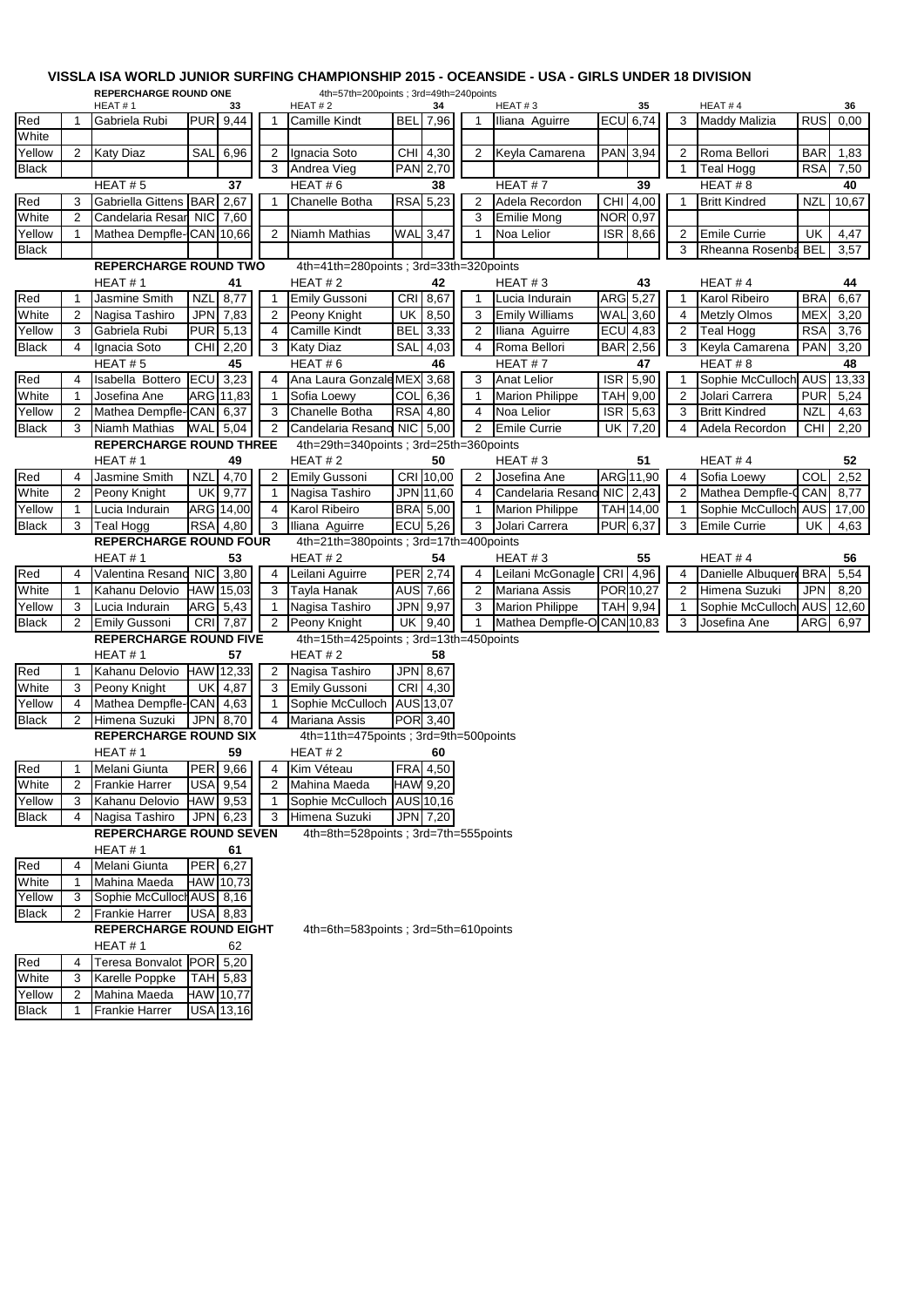# VISSLA ISA WORLD JUNIOR SURFING CHAMPIONSHIP 2015 - OCEANSIDE - USA - GIRLS UNDER 18 DIVISION

## REPERCHARGE ROUND ONE

4th=57th=200points ; 3rd=49th=240points

| | HEAT # 1 | | | 33 | | HEAT # 2 | | 34 | | HEAT # 3 | | 35 | | HEAT # 4 | | 36 |
|---|---|---|---|---|---|---|---|---|---|---|---|---|---|---|---|---|
| Red | 1 | Gabriela Rubi | PUR | 9,44 | 1 | Camille Kindt | BEL | 7,96 | 1 | Iliana Aguirre | ECU | 6,74 | 3 | Maddy Malizia | RUS | 0,00 |
| White | | | | | | | | | | | | | | | | |
| Yellow | 2 | Katy Diaz | SAL | 6,96 | 2 | Ignacia Soto | CHI | 4,30 | 2 | Keyla Camarena | PAN | 3,94 | 2 | Roma Bellori | BAR | 1,83 |
| Black | | | | | 3 | Andrea Vieg | PAN | 2,70 | | | | | 1 | Teal Hogg | RSA | 7,50 |
| | HEAT # 5 | | | 37 | | HEAT # 6 | | 38 | | HEAT # 7 | | 39 | | HEAT # 8 | | 40 |
| Red | 3 | Gabriella Gittens | BAR | 2,67 | 1 | Chanelle Botha | RSA | 5,23 | 2 | Adela Recordon | CHI | 4,00 | 1 | Britt Kindred | NZL | 10,67 |
| White | 2 | Candelaria Resan | NIC | 7,60 | | | | | 3 | Emilie Mong | NOR | 0,97 | | | | |
| Yellow | 1 | Mathea Dempfle- | CAN | 10,66 | 2 | Niamh Mathias | WAL | 3,47 | 1 | Noa Lelior | ISR | 8,66 | 2 | Emile Currie | UK | 4,47 |
| Black | | | | | | | | | | | | | 3 | Rheanna Rosenba | BEL | 3,57 |

## REPERCHARGE ROUND TWO

4th=41th=280points ; 3rd=33th=320points

| | HEAT # 1 | | | 41 | | HEAT # 2 | | 42 | | HEAT # 3 | | 43 | | HEAT # 4 | | 44 |
|---|---|---|---|---|---|---|---|---|---|---|---|---|---|---|---|---|
| Red | 1 | Jasmine Smith | NZL | 8,77 | 1 | Emily Gussoni | CRI | 8,67 | 1 | Lucia Indurain | ARG | 5,27 | 1 | Karol Ribeiro | BRA | 6,67 |
| White | 2 | Nagisa Tashiro | JPN | 7,83 | 2 | Peony Knight | UK | 8,50 | 3 | Emily Williams | WAL | 3,60 | 4 | Metzly Olmos | MEX | 3,20 |
| Yellow | 3 | Gabriela Rubi | PUR | 5,13 | 4 | Camille Kindt | BEL | 3,33 | 2 | Iliana Aguirre | ECU | 4,83 | 2 | Teal Hogg | RSA | 3,76 |
| Black | 4 | Ignacia Soto | CHI | 2,20 | 3 | Katy Diaz | SAL | 4,03 | 4 | Roma Bellori | BAR | 2,56 | 3 | Keyla Camarena | PAN | 3,20 |
| | HEAT # 5 | | | 45 | | HEAT # 6 | | 46 | | HEAT # 7 | | 47 | | HEAT # 8 | | 48 |
| Red | 4 | Isabella Bottero | ECU | 3,23 | 4 | Ana Laura Gonzale | MEX | 3,68 | 3 | Anat Lelior | ISR | 5,90 | 1 | Sophie McCulloch | AUS | 13,33 |
| White | 1 | Josefina Ane | ARG | 11,83 | 1 | Sofia Loewy | COL | 6,36 | 1 | Marion Philippe | TAH | 9,00 | 2 | Jolari Carrera | PUR | 5,24 |
| Yellow | 2 | Mathea Dempfle- | CAN | 6,37 | 3 | Chanelle Botha | RSA | 4,80 | 4 | Noa Lelior | ISR | 5,63 | 3 | Britt Kindred | NZL | 4,63 |
| Black | 3 | Niamh Mathias | WAL | 5,04 | 2 | Candelaria Resano | NIC | 5,00 | 2 | Emile Currie | UK | 7,20 | 4 | Adela Recordon | CHI | 2,20 |

## REPERCHARGE ROUND THREE

4th=29th=340points ; 3rd=25th=360points

| | HEAT # 1 | | | 49 | | HEAT # 2 | | 50 | | HEAT # 3 | | 51 | | HEAT # 4 | | 52 |
|---|---|---|---|---|---|---|---|---|---|---|---|---|---|---|---|---|
| Red | 4 | Jasmine Smith | NZL | 4,70 | 2 | Emily Gussoni | CRI | 10,00 | 2 | Josefina Ane | ARG | 11,90 | 4 | Sofia Loewy | COL | 2,52 |
| White | 2 | Peony Knight | UK | 9,77 | 1 | Nagisa Tashiro | JPN | 11,60 | 4 | Candelaria Resano | NIC | 2,43 | 2 | Mathea Dempfle-( | CAN | 8,77 |
| Yellow | 1 | Lucia Indurain | ARG | 14,00 | 4 | Karol Ribeiro | BRA | 5,00 | 1 | Marion Philippe | TAH | 14,00 | 1 | Sophie McCulloch | AUS | 17,00 |
| Black | 3 | Teal Hogg | RSA | 4,80 | 3 | Iliana Aguirre | ECU | 5,26 | 3 | Jolari Carrera | PUR | 6,37 | 3 | Emile Currie | UK | 4,63 |

## REPERCHARGE ROUND FOUR

4th=21th=380points ; 3rd=17th=400points

| | HEAT # 1 | | | 53 | | HEAT # 2 | | 54 | | HEAT # 3 | | 55 | | HEAT # 4 | | 56 |
|---|---|---|---|---|---|---|---|---|---|---|---|---|---|---|---|---|
| Red | 4 | Valentina Resano | NIC | 3,80 | 4 | Leilani Aguirre | PER | 2,74 | 4 | Leilani McGonagle | CRI | 4,96 | 4 | Danielle Albuquer | BRA | 5,54 |
| White | 1 | Kahanu Delovio | HAW | 15,03 | 3 | Tayla Hanak | AUS | 7,66 | 2 | Mariana Assis | POR | 10,27 | 2 | Himena Suzuki | JPN | 8,20 |
| Yellow | 3 | Lucia Indurain | ARG | 5,43 | 1 | Nagisa Tashiro | JPN | 9,97 | 3 | Marion Philippe | TAH | 9,94 | 1 | Sophie McCulloch | AUS | 12,60 |
| Black | 2 | Emily Gussoni | CRI | 7,87 | 2 | Peony Knight | UK | 9,40 | 1 | Mathea Dempfle-O | CAN | 10,83 | 3 | Josefina Ane | ARG | 6,97 |

## REPERCHARGE ROUND FIVE

4th=15th=425points ; 3rd=13th=450points

| | HEAT # 1 | | | 57 | | HEAT # 2 | | 58 |
|---|---|---|---|---|---|---|---|---|
| Red | 1 | Kahanu Delovio | HAW | 12,33 | 2 | Nagisa Tashiro | JPN | 8,67 |
| White | 3 | Peony Knight | UK | 4,87 | 3 | Emily Gussoni | CRI | 4,30 |
| Yellow | 4 | Mathea Dempfle- | CAN | 4,63 | 1 | Sophie McCulloch | AUS | 13,07 |
| Black | 2 | Himena Suzuki | JPN | 8,70 | 4 | Mariana Assis | POR | 3,40 |

## REPERCHARGE ROUND SIX

4th=11th=475points ; 3rd=9th=500points

| | HEAT # 1 | | | 59 | | HEAT # 2 | | 60 |
|---|---|---|---|---|---|---|---|---|
| Red | 1 | Melani Giunta | PER | 9,66 | 4 | Kim Véteau | FRA | 4,50 |
| White | 2 | Frankie Harrer | USA | 9,54 | 2 | Mahina Maeda | HAW | 9,20 |
| Yellow | 3 | Kahanu Delovio | HAW | 9,53 | 1 | Sophie McCulloch | AUS | 10,16 |
| Black | 4 | Nagisa Tashiro | JPN | 6,23 | 3 | Himena Suzuki | JPN | 7,20 |

## REPERCHARGE ROUND SEVEN

4th=8th=528points ; 3rd=7th=555points

| | HEAT # 1 | | | 61 |
|---|---|---|---|---|
| Red | 4 | Melani Giunta | PER | 6,27 |
| White | 1 | Mahina Maeda | HAW | 10,73 |
| Yellow | 3 | Sophie McCulloch | AUS | 8,16 |
| Black | 2 | Frankie Harrer | USA | 8,83 |

## REPERCHARGE ROUND EIGHT

4th=6th=583points ; 3rd=5th=610points

| | HEAT # 1 | | | 62 |
|---|---|---|---|---|
| Red | 4 | Teresa Bonvalot | POR | 5,20 |
| White | 3 | Karelle Poppke | TAH | 5,83 |
| Yellow | 2 | Mahina Maeda | HAW | 10,77 |
| Black | 1 | Frankie Harrer | USA | 13,16 |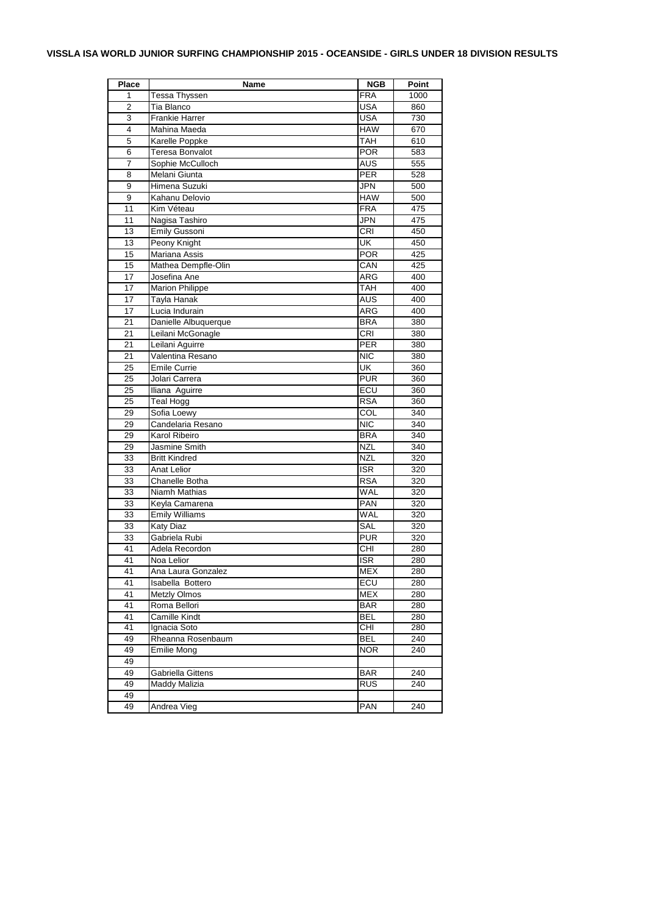**VISSLA ISA WORLD JUNIOR SURFING CHAMPIONSHIP 2015 - OCEANSIDE - GIRLS UNDER 18 DIVISION RESULTS**

| Place | Name | NGB | Point |
|---|---|---|---|
| 1 | Tessa Thyssen | FRA | 1000 |
| 2 | Tia Blanco | USA | 860 |
| 3 | Frankie Harrer | USA | 730 |
| 4 | Mahina Maeda | HAW | 670 |
| 5 | Karelle Poppke | TAH | 610 |
| 6 | Teresa Bonvalot | POR | 583 |
| 7 | Sophie McCulloch | AUS | 555 |
| 8 | Melani Giunta | PER | 528 |
| 9 | Himena Suzuki | JPN | 500 |
| 9 | Kahanu Delovio | HAW | 500 |
| 11 | Kim Véteau | FRA | 475 |
| 11 | Nagisa Tashiro | JPN | 475 |
| 13 | Emily Gussoni | CRI | 450 |
| 13 | Peony Knight | UK | 450 |
| 15 | Mariana Assis | POR | 425 |
| 15 | Mathea Dempfle-Olin | CAN | 425 |
| 17 | Josefina Ane | ARG | 400 |
| 17 | Marion Philippe | TAH | 400 |
| 17 | Tayla Hanak | AUS | 400 |
| 17 | Lucia Indurain | ARG | 400 |
| 21 | Danielle Albuquerque | BRA | 380 |
| 21 | Leilani McGonagle | CRI | 380 |
| 21 | Leilani Aguirre | PER | 380 |
| 21 | Valentina Resano | NIC | 380 |
| 25 | Emile Currie | UK | 360 |
| 25 | Jolari Carrera | PUR | 360 |
| 25 | Iliana Aguirre | ECU | 360 |
| 25 | Teal Hogg | RSA | 360 |
| 29 | Sofia Loewy | COL | 340 |
| 29 | Candelaria Resano | NIC | 340 |
| 29 | Karol Ribeiro | BRA | 340 |
| 29 | Jasmine Smith | NZL | 340 |
| 33 | Britt Kindred | NZL | 320 |
| 33 | Anat Lelior | ISR | 320 |
| 33 | Chanelle Botha | RSA | 320 |
| 33 | Niamh Mathias | WAL | 320 |
| 33 | Keyla Camarena | PAN | 320 |
| 33 | Emily Williams | WAL | 320 |
| 33 | Katy Diaz | SAL | 320 |
| 33 | Gabriela Rubi | PUR | 320 |
| 41 | Adela Recordon | CHI | 280 |
| 41 | Noa Lelior | ISR | 280 |
| 41 | Ana Laura Gonzalez | MEX | 280 |
| 41 | Isabella Bottero | ECU | 280 |
| 41 | Metzly Olmos | MEX | 280 |
| 41 | Roma Bellori | BAR | 280 |
| 41 | Camille Kindt | BEL | 280 |
| 41 | Ignacia Soto | CHI | 280 |
| 49 | Rheanna Rosenbaum | BEL | 240 |
| 49 | Emilie Mong | NOR | 240 |
| 49 | | | |
| 49 | Gabriella Gittens | BAR | 240 |
| 49 | Maddy Malizia | RUS | 240 |
| 49 | | | |
| 49 | Andrea Vieg | PAN | 240 |